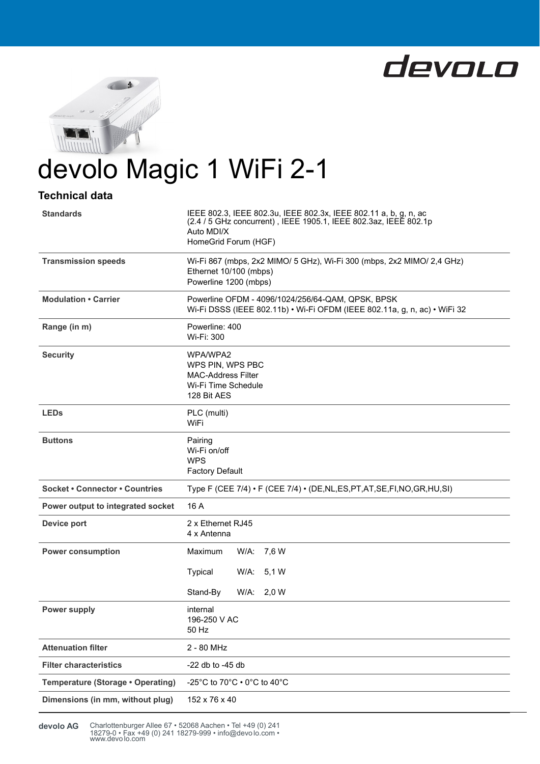# devolo Magic 1 WiFi 2-1

## Technical data

| | |
|---|---|
| **Standards** | IEEE 802.3, IEEE 802.3u, IEEE 802.3x, IEEE 802.11 a, b, g, n, ac (2.4 / 5 GHz concurrent) , IEEE 1905.1, IEEE 802.3az, IEEE 802.1p<br>Auto MDI/X<br>HomeGrid Forum (HGF) |
| **Transmission speeds** | Wi-Fi 867 (mbps, 2x2 MIMO/ 5 GHz), Wi-Fi 300 (mbps, 2x2 MIMO/ 2,4 GHz)<br>Ethernet 10/100 (mbps)<br>Powerline 1200 (mbps) |
| **Modulation • Carrier** | Powerline OFDM - 4096/1024/256/64-QAM, QPSK, BPSK<br>Wi-Fi DSSS (IEEE 802.11b) • Wi-Fi OFDM (IEEE 802.11a, g, n, ac) • WiFi 32 |
| **Range (in m)** | Powerline: 400<br>Wi-Fi: 300 |
| **Security** | WPA/WPA2<br>WPS PIN, WPS PBC<br>MAC-Address Filter<br>Wi-Fi Time Schedule<br>128 Bit AES |
| **LEDs** | PLC (multi)<br>WiFi |
| **Buttons** | Pairing<br>Wi-Fi on/off<br>WPS<br>Factory Default |
| **Socket • Connector • Countries** | Type F (CEE 7/4) • F (CEE 7/4) • (DE,NL,ES,PT,AT,SE,FI,NO,GR,HU,SI) |
| **Power output to integrated socket** | 16 A |
| **Device port** | 2 x Ethernet RJ45<br>4 x Antenna |
| **Power consumption** | Maximum W/A: 7,6 W<br>Typical W/A: 5,1 W<br>Stand-By W/A: 2,0 W |
| **Power supply** | internal<br>196-250 V AC<br>50 Hz |
| **Attenuation filter** | 2 - 80 MHz |
| **Filter characteristics** | -22 db to -45 db |
| **Temperature (Storage • Operating)** | -25°C to 70°C • 0°C to 40°C |
| **Dimensions (in mm, without plug)** | 152 x 76 x 40 |

**devolo AG** Charlottenburger Allee 67 • 52068 Aachen • Tel +49 (0) 241 18279-0 • Fax +49 (0) 241 18279-999 • info@devolo.com • www.devolo.com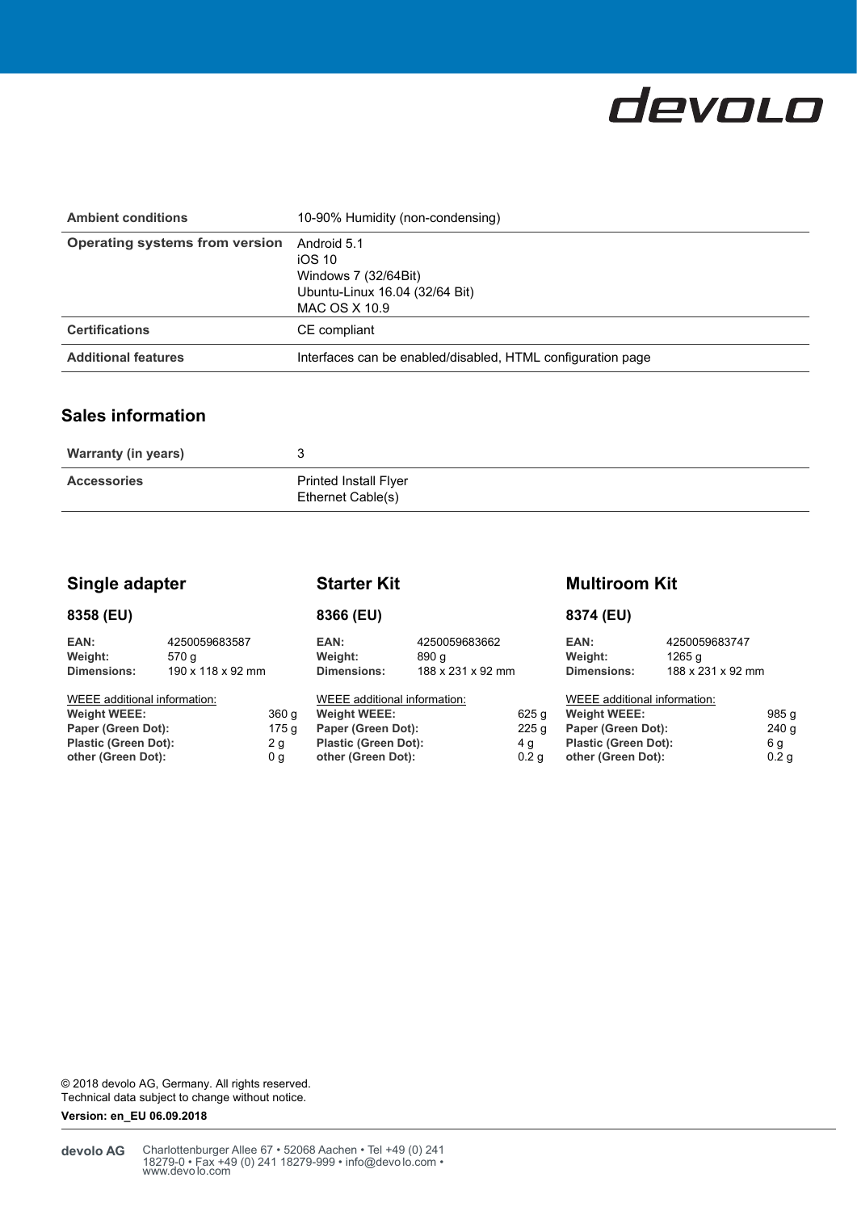| | |
|---|---|
| **Ambient conditions** | 10-90% Humidity (non-condensing) |
| **Operating systems from version** | Android 5.1<br>iOS 10<br>Windows 7 (32/64Bit)<br>Ubuntu-Linux 16.04 (32/64 Bit)<br>MAC OS X 10.9 |
| **Certifications** | CE compliant |
| **Additional features** | Interfaces can be enabled/disabled, HTML configuration page |

## Sales information

| | |
|---|---|
| **Warranty (in years)** | 3 |
| **Accessories** | Printed Install Flyer<br>Ethernet Cable(s) |

### Single adapter

#### 8358 (EU)

| | |
|---|---|
| **EAN:** | 4250059683587 |
| **Weight:** | 570 g |
| **Dimensions:** | 190 x 118 x 92 mm |

WEEE additional information:

| | |
|---|---|
| **Weight WEEE:** | 360 g |
| **Paper (Green Dot):** | 175 g |
| **Plastic (Green Dot):** | 2 g |
| **other (Green Dot):** | 0 g |

### Starter Kit

#### 8366 (EU)

| | |
|---|---|
| **EAN:** | 4250059683662 |
| **Weight:** | 890 g |
| **Dimensions:** | 188 x 231 x 92 mm |

WEEE additional information:

| | |
|---|---|
| **Weight WEEE:** | 625 g |
| **Paper (Green Dot):** | 225 g |
| **Plastic (Green Dot):** | 4 g |
| **other (Green Dot):** | 0.2 g |

### Multiroom Kit

#### 8374 (EU)

| | |
|---|---|
| **EAN:** | 4250059683747 |
| **Weight:** | 1265 g |
| **Dimensions:** | 188 x 231 x 92 mm |

WEEE additional information:

| | |
|---|---|
| **Weight WEEE:** | 985 g |
| **Paper (Green Dot):** | 240 g |
| **Plastic (Green Dot):** | 6 g |
| **other (Green Dot):** | 0.2 g |

© 2018 devolo AG, Germany. All rights reserved.
Technical data subject to change without notice.

**Version: en_EU 06.09.2018**

**devolo AG** Charlottenburger Allee 67 • 52068 Aachen • Tel +49 (0) 241 18279-0 • Fax +49 (0) 241 18279-999 • info@devolo.com • www.devolo.com